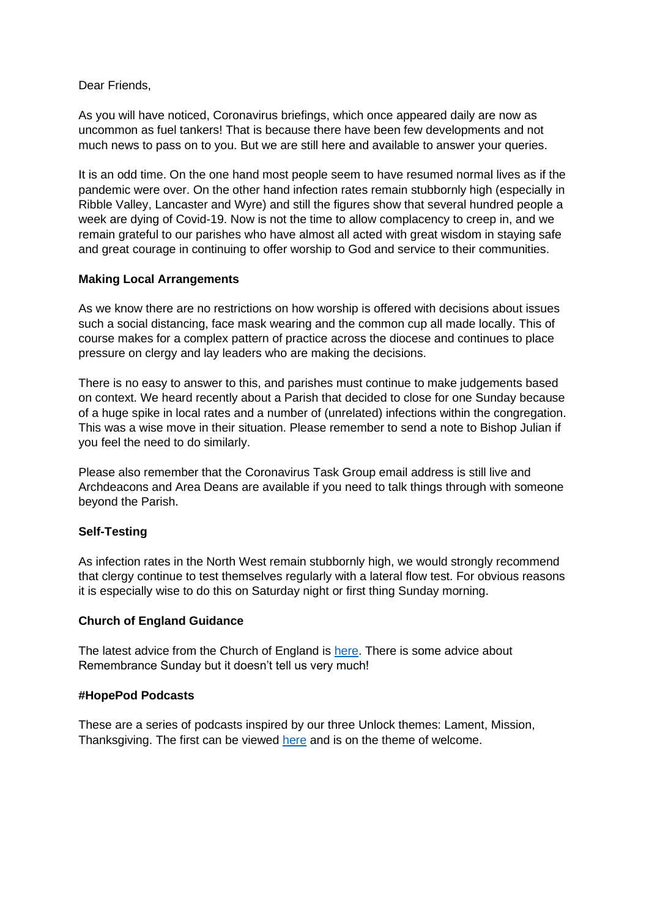Dear Friends,

As you will have noticed, Coronavirus briefings, which once appeared daily are now as uncommon as fuel tankers! That is because there have been few developments and not much news to pass on to you. But we are still here and available to answer your queries.

It is an odd time. On the one hand most people seem to have resumed normal lives as if the pandemic were over. On the other hand infection rates remain stubbornly high (especially in Ribble Valley, Lancaster and Wyre) and still the figures show that several hundred people a week are dying of Covid-19. Now is not the time to allow complacency to creep in, and we remain grateful to our parishes who have almost all acted with great wisdom in staying safe and great courage in continuing to offer worship to God and service to their communities.

**Making Local Arrangements**

As we know there are no restrictions on how worship is offered with decisions about issues such a social distancing, face mask wearing and the common cup all made locally. This of course makes for a complex pattern of practice across the diocese and continues to place pressure on clergy and lay leaders who are making the decisions.

There is no easy to answer to this, and parishes must continue to make judgements based on context. We heard recently about a Parish that decided to close for one Sunday because of a huge spike in local rates and a number of (unrelated) infections within the congregation. This was a wise move in their situation. Please remember to send a note to Bishop Julian if you feel the need to do similarly.

Please also remember that the Coronavirus Task Group email address is still live and Archdeacons and Area Deans are available if you need to talk things through with someone beyond the Parish.

**Self-Testing**

As infection rates in the North West remain stubbornly high, we would strongly recommend that clergy continue to test themselves regularly with a lateral flow test. For obvious reasons it is especially wise to do this on Saturday night or first thing Sunday morning.

**Church of England Guidance**

The latest advice from the Church of England is here. There is some advice about Remembrance Sunday but it doesn't tell us very much!

**#HopePod Podcasts**

These are a series of podcasts inspired by our three Unlock themes: Lament, Mission, Thanksgiving. The first can be viewed here and is on the theme of welcome.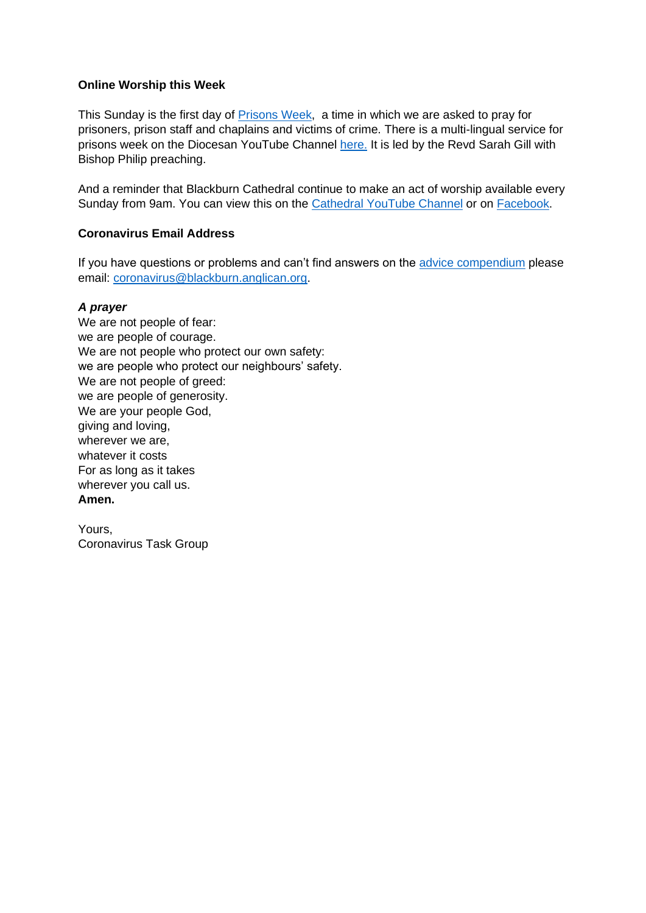**Online Worship this Week**

This Sunday is the first day of Prisons Week, a time in which we are asked to pray for prisoners, prison staff and chaplains and victims of crime. There is a multi-lingual service for prisons week on the Diocesan YouTube Channel here. It is led by the Revd Sarah Gill with Bishop Philip preaching.

And a reminder that Blackburn Cathedral continue to make an act of worship available every Sunday from 9am. You can view this on the Cathedral YouTube Channel or on Facebook.

**Coronavirus Email Address**

If you have questions or problems and can't find answers on the advice compendium please email: coronavirus@blackburn.anglican.org.

***A prayer***

We are not people of fear:
we are people of courage.
We are not people who protect our own safety:
we are people who protect our neighbours' safety.
We are not people of greed:
we are people of generosity.
We are your people God,
giving and loving,
wherever we are,
whatever it costs
For as long as it takes
wherever you call us.
**Amen.**

Yours,
Coronavirus Task Group